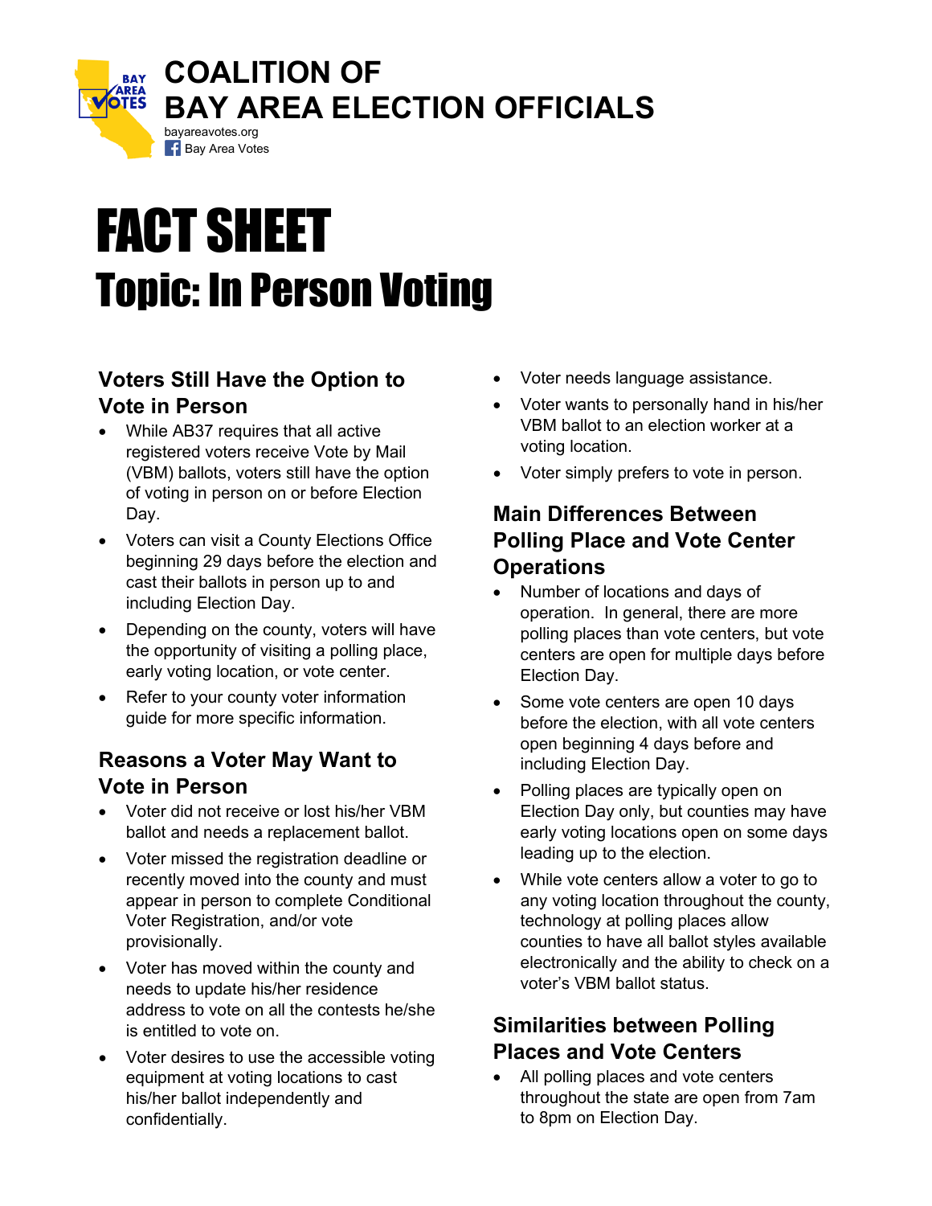# COALITION OF BAY AREA ELECTION OFFICIALS

bayareavotes.org
Bay Area Votes

# FACT SHEET

## Topic: In Person Voting

### Voters Still Have the Option to Vote in Person

- While AB37 requires that all active registered voters receive Vote by Mail (VBM) ballots, voters still have the option of voting in person on or before Election Day.
- Voters can visit a County Elections Office beginning 29 days before the election and cast their ballots in person up to and including Election Day.
- Depending on the county, voters will have the opportunity of visiting a polling place, early voting location, or vote center.
- Refer to your county voter information guide for more specific information.

### Reasons a Voter May Want to Vote in Person

- Voter did not receive or lost his/her VBM ballot and needs a replacement ballot.
- Voter missed the registration deadline or recently moved into the county and must appear in person to complete Conditional Voter Registration, and/or vote provisionally.
- Voter has moved within the county and needs to update his/her residence address to vote on all the contests he/she is entitled to vote on.
- Voter desires to use the accessible voting equipment at voting locations to cast his/her ballot independently and confidentially.
- Voter needs language assistance.
- Voter wants to personally hand in his/her VBM ballot to an election worker at a voting location.
- Voter simply prefers to vote in person.

### Main Differences Between Polling Place and Vote Center Operations

- Number of locations and days of operation. In general, there are more polling places than vote centers, but vote centers are open for multiple days before Election Day.
- Some vote centers are open 10 days before the election, with all vote centers open beginning 4 days before and including Election Day.
- Polling places are typically open on Election Day only, but counties may have early voting locations open on some days leading up to the election.
- While vote centers allow a voter to go to any voting location throughout the county, technology at polling places allow counties to have all ballot styles available electronically and the ability to check on a voter's VBM ballot status.

### Similarities between Polling Places and Vote Centers

- All polling places and vote centers throughout the state are open from 7am to 8pm on Election Day.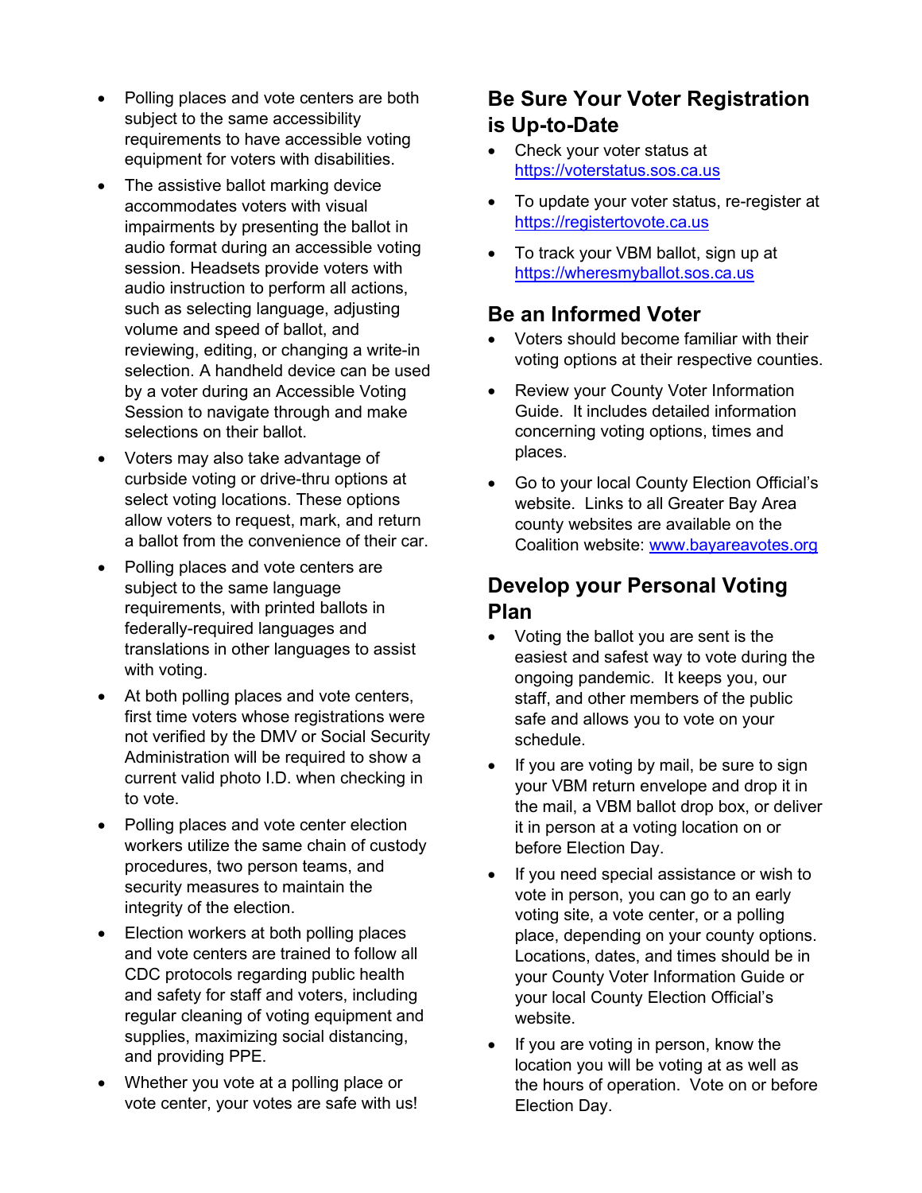- Polling places and vote centers are both subject to the same accessibility requirements to have accessible voting equipment for voters with disabilities.
- The assistive ballot marking device accommodates voters with visual impairments by presenting the ballot in audio format during an accessible voting session. Headsets provide voters with audio instruction to perform all actions, such as selecting language, adjusting volume and speed of ballot, and reviewing, editing, or changing a write-in selection. A handheld device can be used by a voter during an Accessible Voting Session to navigate through and make selections on their ballot.
- Voters may also take advantage of curbside voting or drive-thru options at select voting locations. These options allow voters to request, mark, and return a ballot from the convenience of their car.
- Polling places and vote centers are subject to the same language requirements, with printed ballots in federally-required languages and translations in other languages to assist with voting.
- At both polling places and vote centers, first time voters whose registrations were not verified by the DMV or Social Security Administration will be required to show a current valid photo I.D. when checking in to vote.
- Polling places and vote center election workers utilize the same chain of custody procedures, two person teams, and security measures to maintain the integrity of the election.
- Election workers at both polling places and vote centers are trained to follow all CDC protocols regarding public health and safety for staff and voters, including regular cleaning of voting equipment and supplies, maximizing social distancing, and providing PPE.
- Whether you vote at a polling place or vote center, your votes are safe with us!

## Be Sure Your Voter Registration is Up-to-Date

- Check your voter status at https://voterstatus.sos.ca.us
- To update your voter status, re-register at https://registertovote.ca.us
- To track your VBM ballot, sign up at https://wheresmyballot.sos.ca.us

## Be an Informed Voter

- Voters should become familiar with their voting options at their respective counties.
- Review your County Voter Information Guide. It includes detailed information concerning voting options, times and places.
- Go to your local County Election Official's website. Links to all Greater Bay Area county websites are available on the Coalition website: www.bayareavotes.org

## Develop your Personal Voting Plan

- Voting the ballot you are sent is the easiest and safest way to vote during the ongoing pandemic. It keeps you, our staff, and other members of the public safe and allows you to vote on your schedule.
- If you are voting by mail, be sure to sign your VBM return envelope and drop it in the mail, a VBM ballot drop box, or deliver it in person at a voting location on or before Election Day.
- If you need special assistance or wish to vote in person, you can go to an early voting site, a vote center, or a polling place, depending on your county options. Locations, dates, and times should be in your County Voter Information Guide or your local County Election Official's website.
- If you are voting in person, know the location you will be voting at as well as the hours of operation. Vote on or before Election Day.